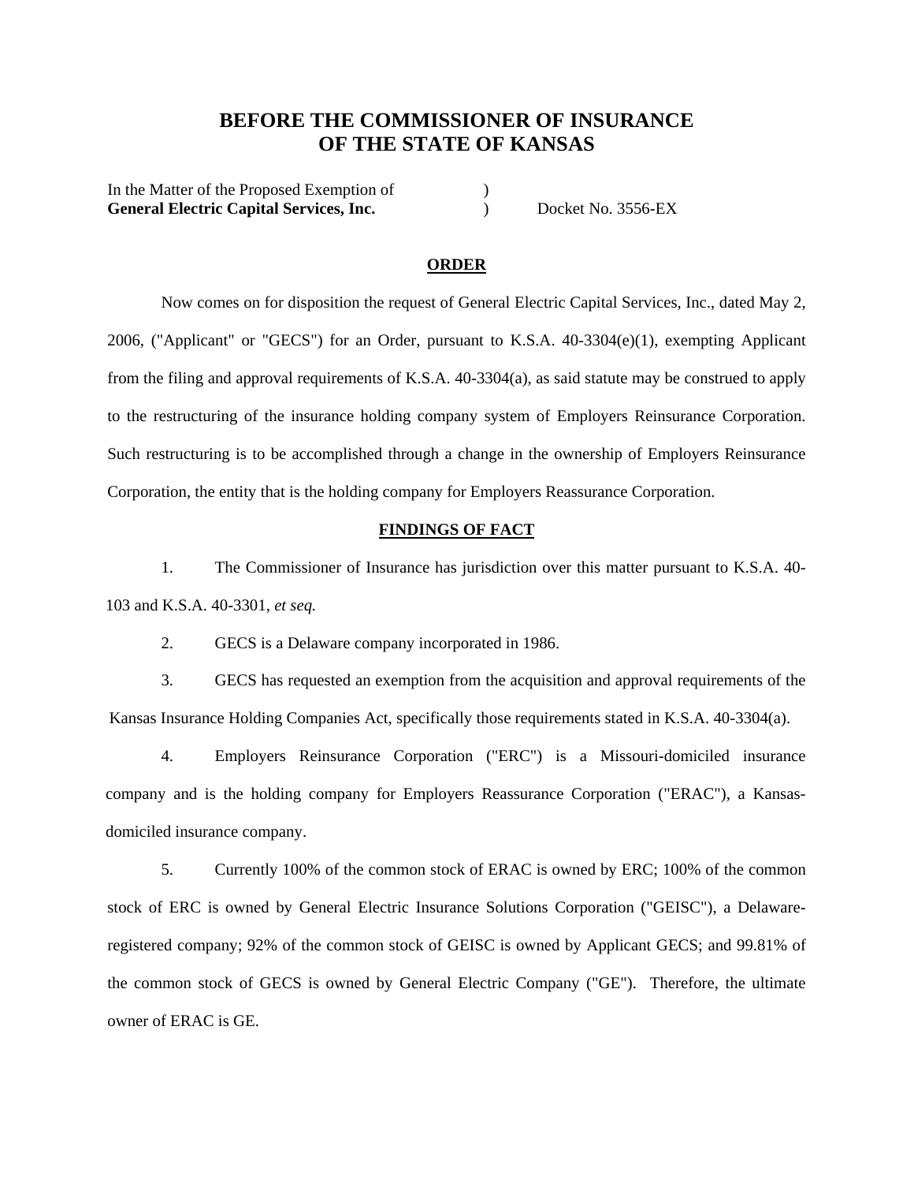# BEFORE THE COMMISSIONER OF INSURANCE OF THE STATE OF KANSAS

In the Matter of the Proposed Exemption of )
**General Electric Capital Services, Inc.** ) Docket No. 3556-EX

## ORDER

Now comes on for disposition the request of General Electric Capital Services, Inc., dated May 2, 2006, ("Applicant" or "GECS") for an Order, pursuant to K.S.A. 40-3304(e)(1), exempting Applicant from the filing and approval requirements of K.S.A. 40-3304(a), as said statute may be construed to apply to the restructuring of the insurance holding company system of Employers Reinsurance Corporation. Such restructuring is to be accomplished through a change in the ownership of Employers Reinsurance Corporation, the entity that is the holding company for Employers Reassurance Corporation.

## FINDINGS OF FACT

1. The Commissioner of Insurance has jurisdiction over this matter pursuant to K.S.A. 40-103 and K.S.A. 40-3301, *et seq.*

2. GECS is a Delaware company incorporated in 1986.

3. GECS has requested an exemption from the acquisition and approval requirements of the Kansas Insurance Holding Companies Act, specifically those requirements stated in K.S.A. 40-3304(a).

4. Employers Reinsurance Corporation ("ERC") is a Missouri-domiciled insurance company and is the holding company for Employers Reassurance Corporation ("ERAC"), a Kansas-domiciled insurance company.

5. Currently 100% of the common stock of ERAC is owned by ERC; 100% of the common stock of ERC is owned by General Electric Insurance Solutions Corporation ("GEISC"), a Delaware-registered company; 92% of the common stock of GEISC is owned by Applicant GECS; and 99.81% of the common stock of GECS is owned by General Electric Company ("GE"). Therefore, the ultimate owner of ERAC is GE.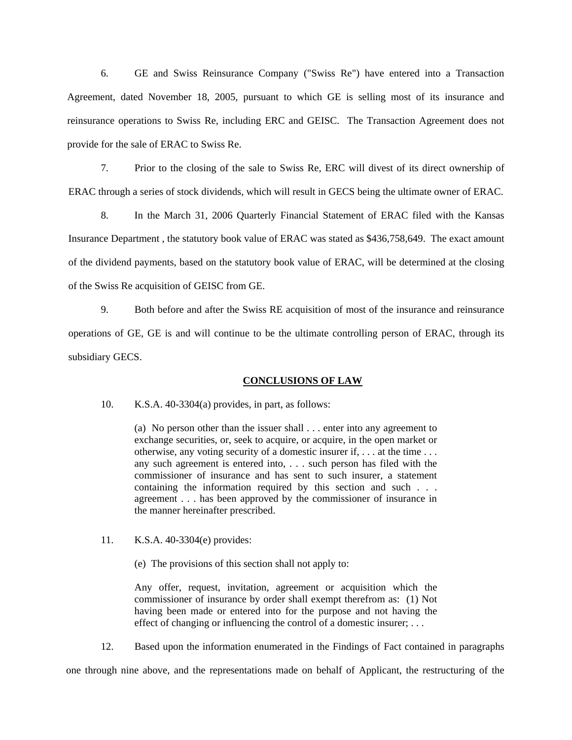6. GE and Swiss Reinsurance Company ("Swiss Re") have entered into a Transaction Agreement, dated November 18, 2005, pursuant to which GE is selling most of its insurance and reinsurance operations to Swiss Re, including ERC and GEISC. The Transaction Agreement does not provide for the sale of ERAC to Swiss Re.

7. Prior to the closing of the sale to Swiss Re, ERC will divest of its direct ownership of ERAC through a series of stock dividends, which will result in GECS being the ultimate owner of ERAC.

8. In the March 31, 2006 Quarterly Financial Statement of ERAC filed with the Kansas Insurance Department , the statutory book value of ERAC was stated as $436,758,649. The exact amount of the dividend payments, based on the statutory book value of ERAC, will be determined at the closing of the Swiss Re acquisition of GEISC from GE.

9. Both before and after the Swiss RE acquisition of most of the insurance and reinsurance operations of GE, GE is and will continue to be the ultimate controlling person of ERAC, through its subsidiary GECS.

## CONCLUSIONS OF LAW

10. K.S.A. 40-3304(a) provides, in part, as follows:

> (a) No person other than the issuer shall . . . enter into any agreement to exchange securities, or, seek to acquire, or acquire, in the open market or otherwise, any voting security of a domestic insurer if, . . . at the time . . . any such agreement is entered into, . . . such person has filed with the commissioner of insurance and has sent to such insurer, a statement containing the information required by this section and such . . . agreement . . . has been approved by the commissioner of insurance in the manner hereinafter prescribed.

11. K.S.A. 40-3304(e) provides:

> (e) The provisions of this section shall not apply to:
>
> Any offer, request, invitation, agreement or acquisition which the commissioner of insurance by order shall exempt therefrom as: (1) Not having been made or entered into for the purpose and not having the effect of changing or influencing the control of a domestic insurer; . . .

12. Based upon the information enumerated in the Findings of Fact contained in paragraphs one through nine above, and the representations made on behalf of Applicant, the restructuring of the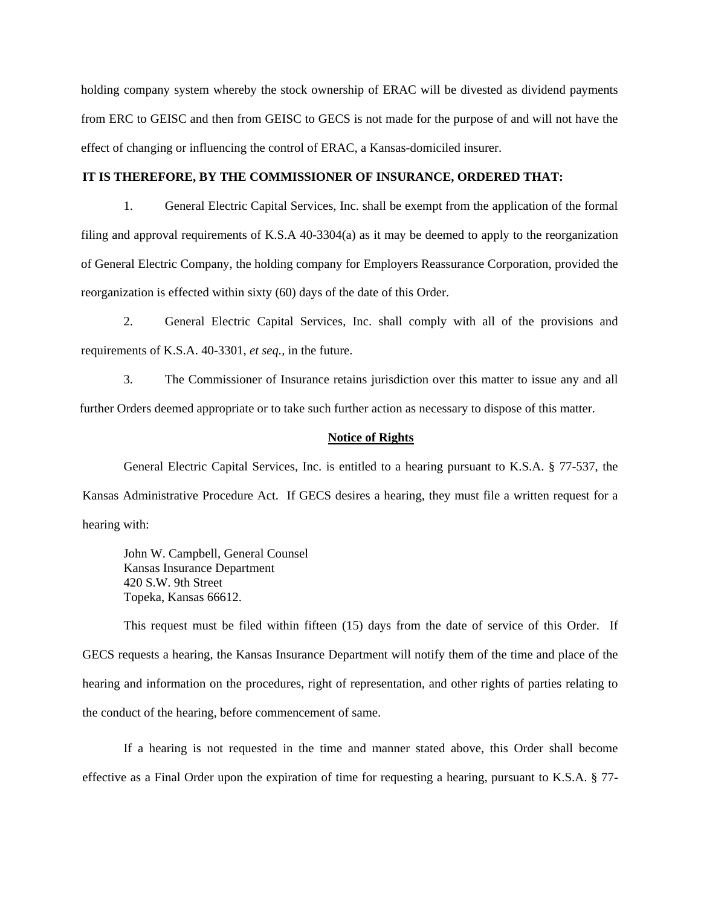holding company system whereby the stock ownership of ERAC will be divested as dividend payments from ERC to GEISC and then from GEISC to GECS is not made for the purpose of and will not have the effect of changing or influencing the control of ERAC, a Kansas-domiciled insurer.

**IT IS THEREFORE, BY THE COMMISSIONER OF INSURANCE, ORDERED THAT:**

1. General Electric Capital Services, Inc. shall be exempt from the application of the formal filing and approval requirements of K.S.A 40-3304(a) as it may be deemed to apply to the reorganization of General Electric Company, the holding company for Employers Reassurance Corporation, provided the reorganization is effected within sixty (60) days of the date of this Order.

2. General Electric Capital Services, Inc. shall comply with all of the provisions and requirements of K.S.A. 40-3301, *et seq.,* in the future.

3. The Commissioner of Insurance retains jurisdiction over this matter to issue any and all further Orders deemed appropriate or to take such further action as necessary to dispose of this matter.

**Notice of Rights**

General Electric Capital Services, Inc. is entitled to a hearing pursuant to K.S.A. § 77-537, the Kansas Administrative Procedure Act. If GECS desires a hearing, they must file a written request for a hearing with:

John W. Campbell, General Counsel
Kansas Insurance Department
420 S.W. 9th Street
Topeka, Kansas 66612.

This request must be filed within fifteen (15) days from the date of service of this Order. If GECS requests a hearing, the Kansas Insurance Department will notify them of the time and place of the hearing and information on the procedures, right of representation, and other rights of parties relating to the conduct of the hearing, before commencement of same.

If a hearing is not requested in the time and manner stated above, this Order shall become effective as a Final Order upon the expiration of time for requesting a hearing, pursuant to K.S.A. § 77-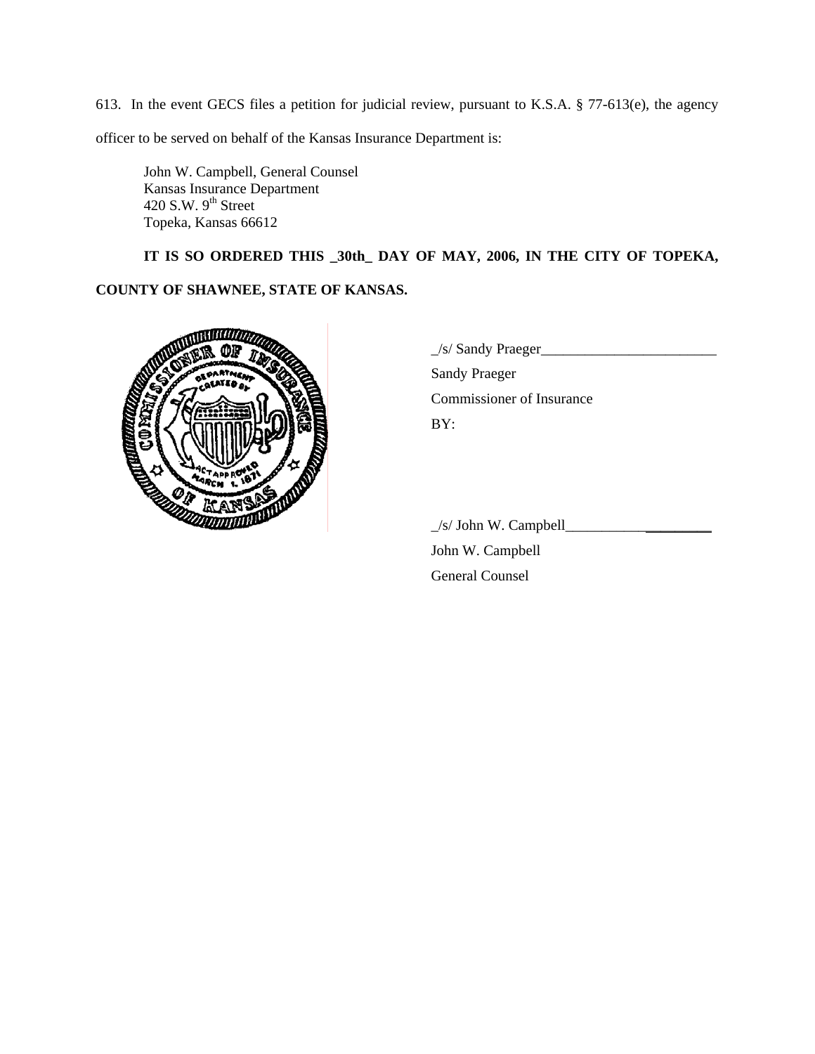613. In the event GECS files a petition for judicial review, pursuant to K.S.A. § 77-613(e), the agency officer to be served on behalf of the Kansas Insurance Department is:

John W. Campbell, General Counsel
Kansas Insurance Department
420 S.W. 9th Street
Topeka, Kansas 66612

**IT IS SO ORDERED THIS _30th_ DAY OF MAY, 2006, IN THE CITY OF TOPEKA, COUNTY OF SHAWNEE, STATE OF KANSAS.**

_/s/ Sandy Praeger________________________
Sandy Praeger
Commissioner of Insurance
BY:

_/s/ John W. Campbell____________________
John W. Campbell
General Counsel